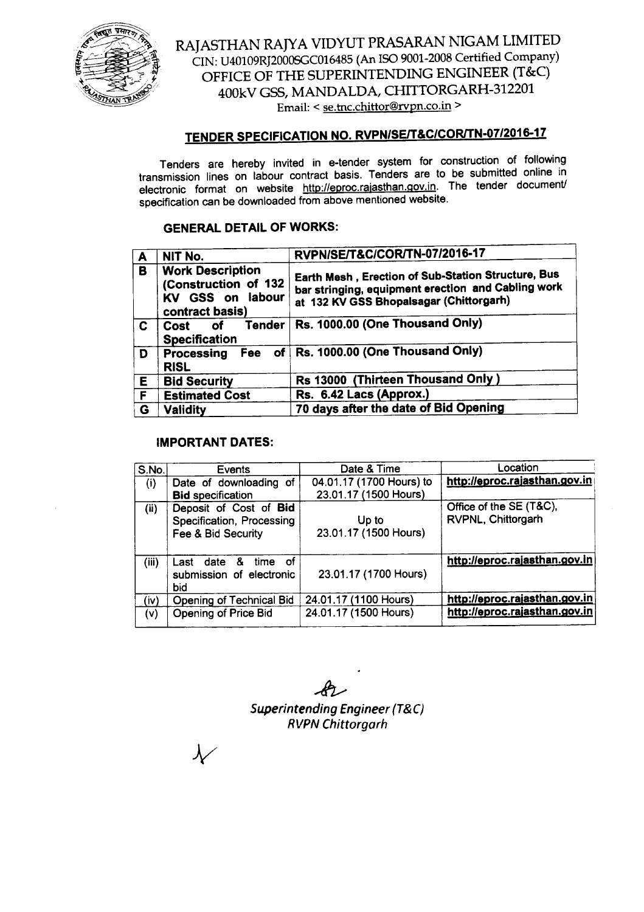# RAJASTHAN RAJYA VIDYUT PRASARAN NIGAM LIMITED

CIN: U40109RJ2000SGC016485 (An ISO 9001-2008 Certified Company)

OFFICE OF THE SUPERINTENDING ENGINEER (T&C)

400kV GSS, MANDALDA, CHITTORGARH-312201

Email: < se.tnc.chittor@rvpn.co.in >

## TENDER SPECIFICATION NO. RVPN/SE/T&C/COR/TN-07/2016-17

Tenders are hereby invited in e-tender system for construction of following transmission lines on labour contract basis. Tenders are to be submitted online in electronic format on website http://eproc.rajasthan.gov.in. The tender document/ specification can be downloaded from above mentioned website.

### GENERAL DETAIL OF WORKS:

| A | NIT No. | RVPN/SE/T&C/COR/TN-07/2016-17 |
|---|---|---|
| B | Work Description (Construction of 132 KV GSS on labour contract basis) | Earth Mesh, Erection of Sub-Station Structure, Bus bar stringing, equipment erection and Cabling work at 132 KV GSS Bhopalsagar (Chittorgarh) |
| C | Cost of Tender Specification | Rs. 1000.00 (One Thousand Only) |
| D | Processing Fee of RISL | Rs. 1000.00 (One Thousand Only) |
| E | Bid Security | Rs 13000 (Thirteen Thousand Only) |
| F | Estimated Cost | Rs. 6.42 Lacs (Approx.) |
| G | Validity | 70 days after the date of Bid Opening |

### IMPORTANT DATES:

| S.No. | Events | Date & Time | Location |
|---|---|---|---|
| (i) | Date of downloading of **Bid** specification | 04.01.17 (1700 Hours) to 23.01.17 (1500 Hours) | http://eproc.rajasthan.gov.in |
| (ii) | Deposit of Cost of **Bid** Specification, Processing Fee & Bid Security | Up to 23.01.17 (1500 Hours) | Office of the SE (T&C), RVPNL, Chittorgarh |
| (iii) | Last date & time of submission of electronic bid | 23.01.17 (1700 Hours) | http://eproc.rajasthan.gov.in |
| (iv) | Opening of Technical Bid | 24.01.17 (1100 Hours) | http://eproc.rajasthan.gov.in |
| (v) | Opening of Price Bid | 24.01.17 (1500 Hours) | http://eproc.rajasthan.gov.in |

*Superintending Engineer (T&C)*
*RVPN Chittorgarh*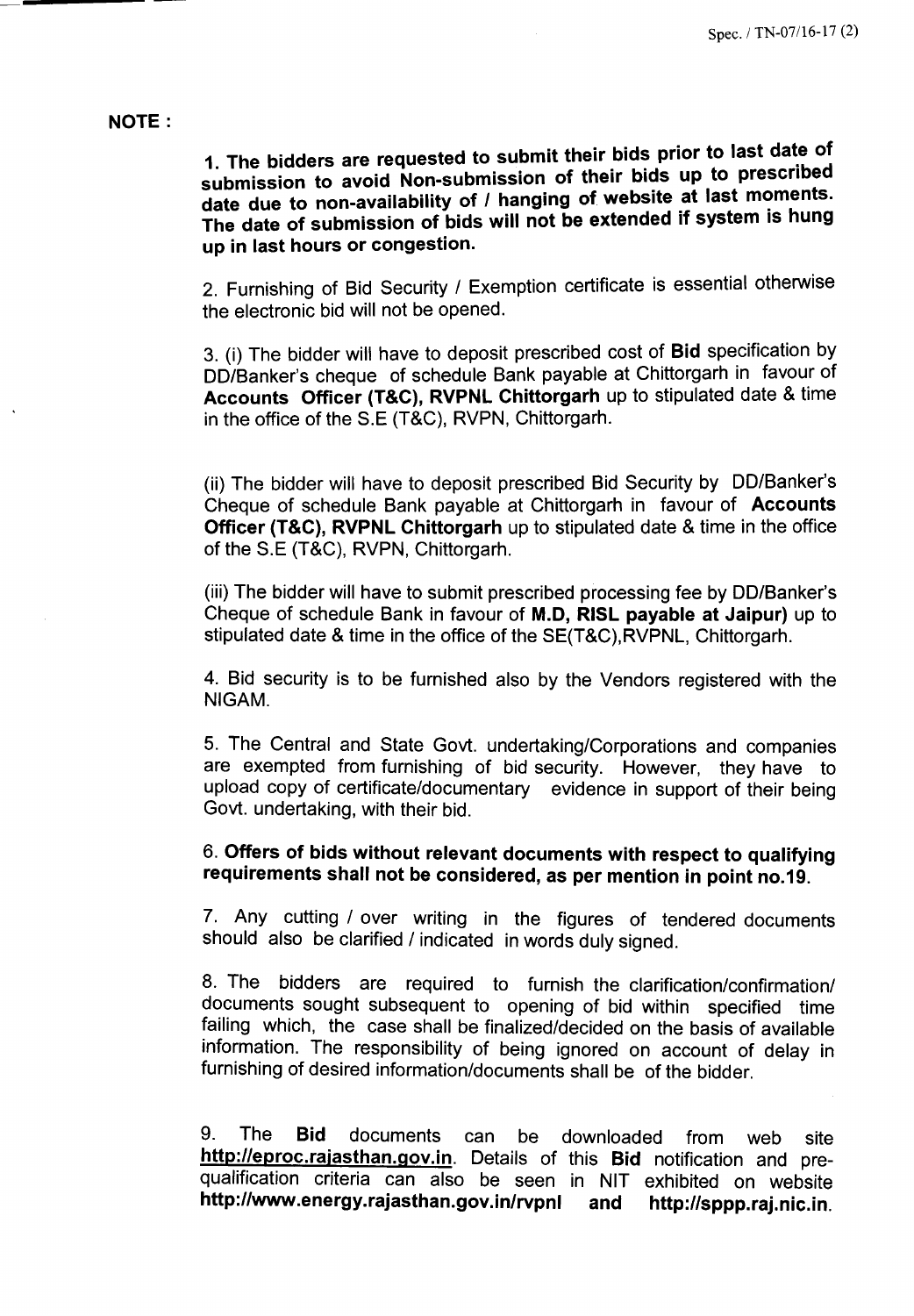**NOTE :**

**1. The bidders are requested to submit their bids prior to last date of submission to avoid Non-submission of their bids up to prescribed date due to non-availability of / hanging of website at last moments. The date of submission of bids will not be extended if system is hung up in last hours or congestion.**

2. Furnishing of Bid Security / Exemption certificate is essential otherwise the electronic bid will not be opened.

3. (i) The bidder will have to deposit prescribed cost of **Bid** specification by DD/Banker's cheque of schedule Bank payable at Chittorgarh in favour of **Accounts Officer (T&C), RVPNL Chittorgarh** up to stipulated date & time in the office of the S.E (T&C), RVPN, Chittorgarh.

(ii) The bidder will have to deposit prescribed Bid Security by DD/Banker's Cheque of schedule Bank payable at Chittorgarh in favour of **Accounts Officer (T&C), RVPNL Chittorgarh** up to stipulated date & time in the office of the S.E (T&C), RVPN, Chittorgarh.

(iii) The bidder will have to submit prescribed processing fee by DD/Banker's Cheque of schedule Bank in favour of **M.D, RISL payable at Jaipur)** up to stipulated date & time in the office of the SE(T&C),RVPNL, Chittorgarh.

4. Bid security is to be furnished also by the Vendors registered with the NIGAM.

5. The Central and State Govt. undertaking/Corporations and companies are exempted from furnishing of bid security. However, they have to upload copy of certificate/documentary evidence in support of their being Govt. undertaking, with their bid.

6. **Offers of bids without relevant documents with respect to qualifying requirements shall not be considered, as per mention in point no.19.**

7. Any cutting / over writing in the figures of tendered documents should also be clarified / indicated in words duly signed.

8. The bidders are required to furnish the clarification/confirmation/ documents sought subsequent to opening of bid within specified time failing which, the case shall be finalized/decided on the basis of available information. The responsibility of being ignored on account of delay in furnishing of desired information/documents shall be of the bidder.

9. The **Bid** documents can be downloaded from web site **http://eproc.rajasthan.gov.in**. Details of this **Bid** notification and pre-qualification criteria can also be seen in NIT exhibited on website **http://www.energy.rajasthan.gov.in/rvpnl** and **http://sppp.raj.nic.in**.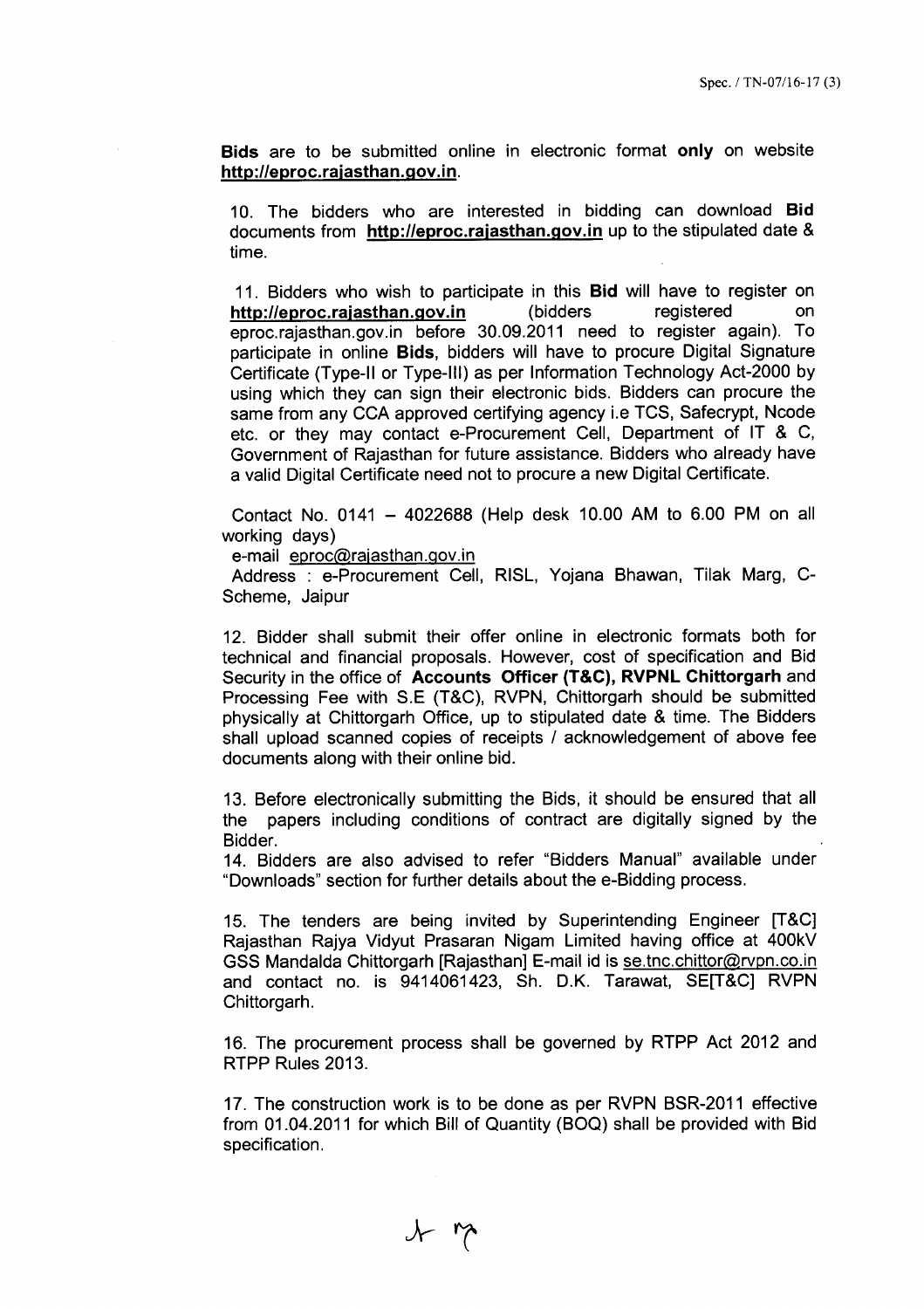**Bids** are to be submitted online in electronic format **only** on website **http://eproc.rajasthan.gov.in**.

10. The bidders who are interested in bidding can download **Bid** documents from **http://eproc.rajasthan.gov.in** up to the stipulated date & time.

11. Bidders who wish to participate in this **Bid** will have to register on **http://eproc.rajasthan.gov.in** (bidders registered on eproc.rajasthan.gov.in before 30.09.2011 need to register again). To participate in online **Bids**, bidders will have to procure Digital Signature Certificate (Type-II or Type-III) as per Information Technology Act-2000 by using which they can sign their electronic bids. Bidders can procure the same from any CCA approved certifying agency i.e TCS, Safecrypt, Ncode etc. or they may contact e-Procurement Cell, Department of IT & C, Government of Rajasthan for future assistance. Bidders who already have a valid Digital Certificate need not to procure a new Digital Certificate.

Contact No. 0141 – 4022688 (Help desk 10.00 AM to 6.00 PM on all working days)

e-mail eproc@rajasthan.gov.in

Address : e-Procurement Cell, RISL, Yojana Bhawan, Tilak Marg, C-Scheme, Jaipur

12. Bidder shall submit their offer online in electronic formats both for technical and financial proposals. However, cost of specification and Bid Security in the office of **Accounts Officer (T&C), RVPNL Chittorgarh** and Processing Fee with S.E (T&C), RVPN, Chittorgarh should be submitted physically at Chittorgarh Office, up to stipulated date & time. The Bidders shall upload scanned copies of receipts / acknowledgement of above fee documents along with their online bid.

13. Before electronically submitting the Bids, it should be ensured that all the papers including conditions of contract are digitally signed by the Bidder.

14. Bidders are also advised to refer "Bidders Manual" available under "Downloads" section for further details about the e-Bidding process.

15. The tenders are being invited by Superintending Engineer [T&C] Rajasthan Rajya Vidyut Prasaran Nigam Limited having office at 400kV GSS Mandalda Chittorgarh [Rajasthan] E-mail id is se.tnc.chittor@rvpn.co.in and contact no. is 9414061423, Sh. D.K. Tarawat, SE[T&C] RVPN Chittorgarh.

16. The procurement process shall be governed by RTPP Act 2012 and RTPP Rules 2013.

17. The construction work is to be done as per RVPN BSR-2011 effective from 01.04.2011 for which Bill of Quantity (BOQ) shall be provided with Bid specification.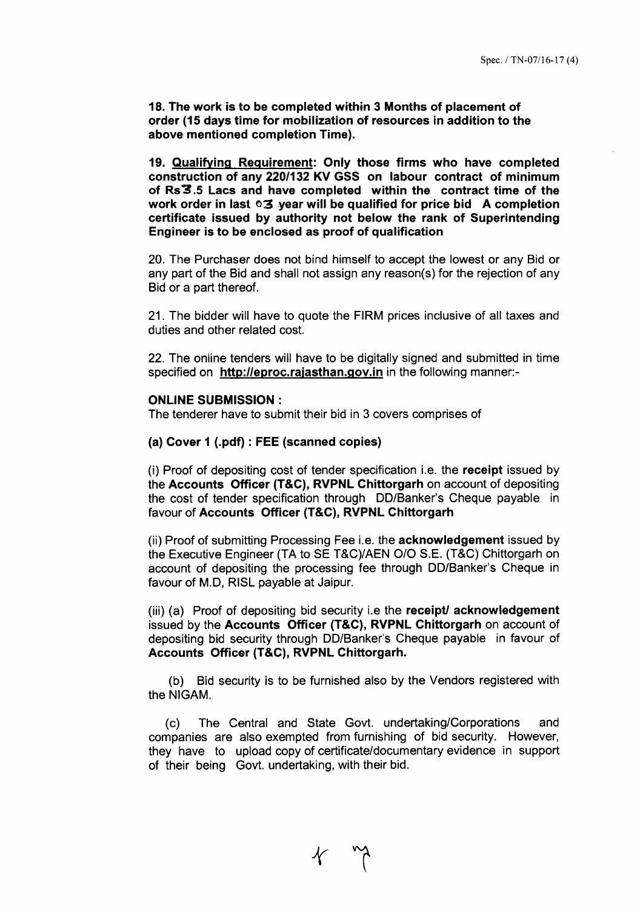**18. The work is to be completed within 3 Months of placement of order (15 days time for mobilization of resources in addition to the above mentioned completion Time).**

**19. Qualifying Requirement: Only those firms who have completed construction of any 220/132 KV GSS on labour contract of minimum of Rs3.5 Lacs and have completed within the contract time of the work order in last 03 year will be qualified for price bid A completion certificate issued by authority not below the rank of Superintending Engineer is to be enclosed as proof of qualification**

20. The Purchaser does not bind himself to accept the lowest or any Bid or any part of the Bid and shall not assign any reason(s) for the rejection of any Bid or a part thereof.

21. The bidder will have to quote the FIRM prices inclusive of all taxes and duties and other related cost.

22. The online tenders will have to be digitally signed and submitted in time specified on **http://eproc.rajasthan.gov.in** in the following manner:-

**ONLINE SUBMISSION :**

The tenderer have to submit their bid in 3 covers comprises of

**(a) Cover 1 (.pdf) : FEE (scanned copies)**

(i) Proof of depositing cost of tender specification i.e. the **receipt** issued by the **Accounts Officer (T&C), RVPNL Chittorgarh** on account of depositing the cost of tender specification through DD/Banker's Cheque payable in favour of **Accounts Officer (T&C), RVPNL Chittorgarh**

(ii) Proof of submitting Processing Fee i.e. the **acknowledgement** issued by the Executive Engineer (TA to SE T&C)/AEN O/O S.E. (T&C) Chittorgarh on account of depositing the processing fee through DD/Banker's Cheque in favour of M.D, RISL payable at Jaipur.

(iii) (a) Proof of depositing bid security i.e the **receipt/ acknowledgement** issued by the **Accounts Officer (T&C), RVPNL Chittorgarh** on account of depositing bid security through DD/Banker's Cheque payable in favour of **Accounts Officer (T&C), RVPNL Chittorgarh.**

(b) Bid security is to be furnished also by the Vendors registered with the NIGAM.

(c) The Central and State Govt. undertaking/Corporations and companies are also exempted from furnishing of bid security. However, they have to upload copy of certificate/documentary evidence in support of their being Govt. undertaking, with their bid.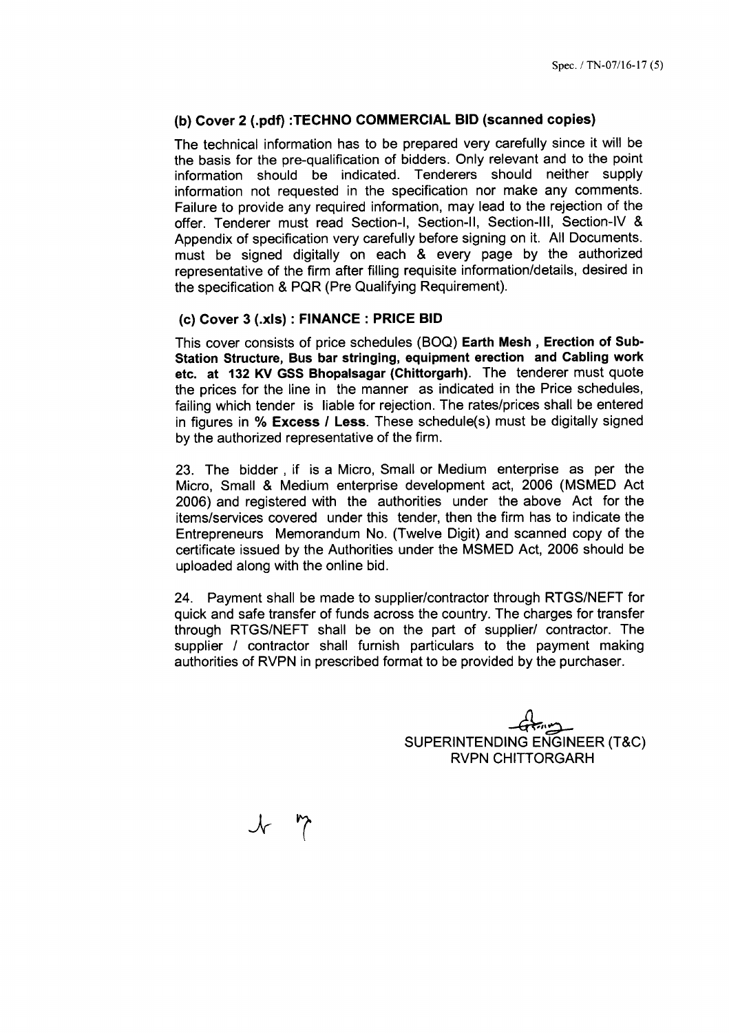### (b) Cover 2 (.pdf) :TECHNO COMMERCIAL BID (scanned copies)

The technical information has to be prepared very carefully since it will be the basis for the pre-qualification of bidders. Only relevant and to the point information should be indicated. Tenderers should neither supply information not requested in the specification nor make any comments. Failure to provide any required information, may lead to the rejection of the offer. Tenderer must read Section-I, Section-II, Section-III, Section-IV & Appendix of specification very carefully before signing on it. All Documents. must be signed digitally on each & every page by the authorized representative of the firm after filling requisite information/details, desired in the specification & PQR (Pre Qualifying Requirement).

### (c) Cover 3 (.xls) : FINANCE : PRICE BID

This cover consists of price schedules (BOQ) **Earth Mesh , Erection of Sub-Station Structure, Bus bar stringing, equipment erection and Cabling work etc. at 132 KV GSS Bhopalsagar (Chittorgarh)**. The tenderer must quote the prices for the line in the manner as indicated in the Price schedules, failing which tender is liable for rejection. The rates/prices shall be entered in figures in **% Excess / Less**. These schedule(s) must be digitally signed by the authorized representative of the firm.

23. The bidder , if is a Micro, Small or Medium enterprise as per the Micro, Small & Medium enterprise development act, 2006 (MSMED Act 2006) and registered with the authorities under the above Act for the items/services covered under this tender, then the firm has to indicate the Entrepreneurs Memorandum No. (Twelve Digit) and scanned copy of the certificate issued by the Authorities under the MSMED Act, 2006 should be uploaded along with the online bid.

24. Payment shall be made to supplier/contractor through RTGS/NEFT for quick and safe transfer of funds across the country. The charges for transfer through RTGS/NEFT shall be on the part of supplier/ contractor. The supplier / contractor shall furnish particulars to the payment making authorities of RVPN in prescribed format to be provided by the purchaser.

SUPERINTENDING ENGINEER (T&C)
RVPN CHITTORGARH